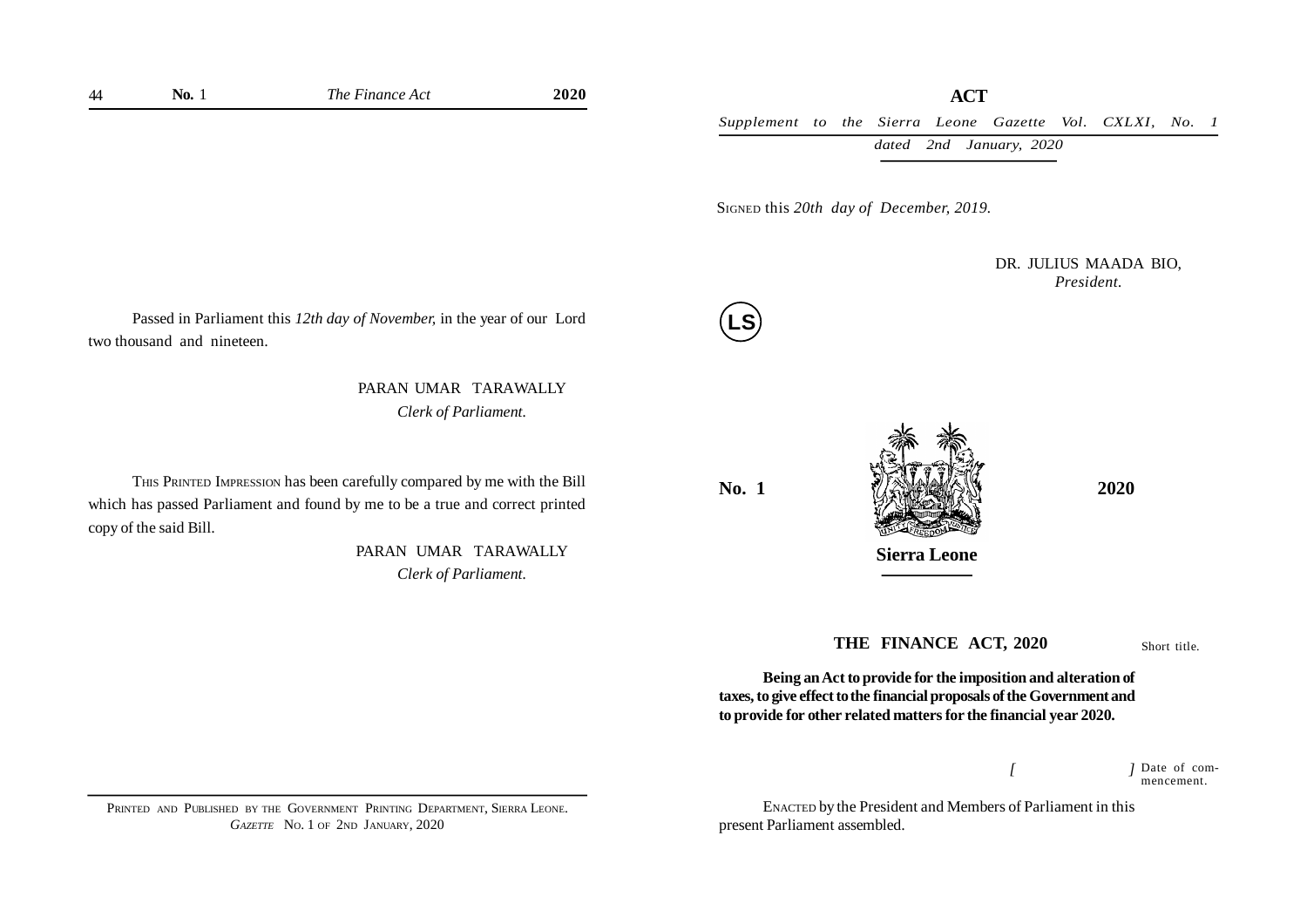Passed in Parliament this *12th day of November,* in the year of our Lord two thousand and nineteen.

PARAN UMAR TARAWALLY
*Clerk of Parliament.*

THIS PRINTED IMPRESSION has been carefully compared by me with the Bill which has passed Parliament and found by me to be a true and correct printed copy of the said Bill.

PARAN UMAR TARAWALLY
*Clerk of Parliament.*

PRINTED AND PUBLISHED BY THE GOVERNMENT PRINTING DEPARTMENT, SIERRA LEONE.
*GAZETTE* NO. 1 OF 2ND JANUARY, 2020

**ACT**

*Supplement to the Sierra Leone Gazette Vol. CXLXI, No. 1 dated 2nd January, 2020*

SIGNED this *20th day of December, 2019.*

DR. JULIUS MAADA BIO,
*President.*

LS

**No. 1** **2020**

**Sierra Leone**

# THE FINANCE ACT, 2020

Short title.

**Being an Act to provide for the imposition and alteration of taxes, to give effect to the financial proposals of the Government and to provide for other related matters for the financial year 2020.**

*[ ]* Date of commencement.

ENACTED by the President and Members of Parliament in this present Parliament assembled.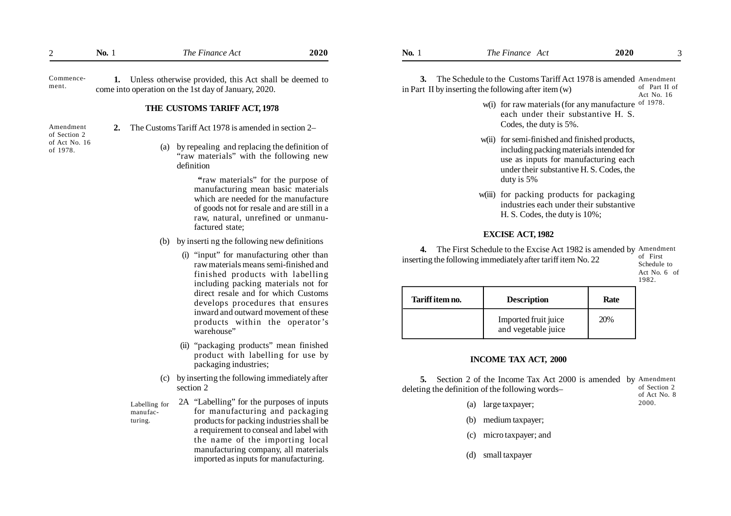Commencement.

**1.** Unless otherwise provided, this Act shall be deemed to come into operation on the 1st day of January, 2020.

## THE CUSTOMS TARIFF ACT, 1978

Amendment of Section 2 of Act No. 16 of 1978.

**2.** The Customs Tariff Act 1978 is amended in section 2–

(a) by repealing and replacing the definition of "raw materials" with the following new definition

"raw materials" for the purpose of manufacturing mean basic materials which are needed for the manufacture of goods not for resale and are still in a raw, natural, unrefined or unmanufactured state;

(b) by inserti ng the following new definitions

(i) "input" for manufacturing other than raw materials means semi-finished and finished products with labelling including packing materials not for direct resale and for which Customs develops procedures that ensures inward and outward movement of these products within the operator's warehouse"

(ii) "packaging products" mean finished product with labelling for use by packaging industries;

(c) by inserting the following immediately after section 2

Labelling for manufacturing.

2A "Labelling" for the purposes of inputs for manufacturing and packaging products for packing industries shall be a requirement to conseal and label with the name of the importing local manufacturing company, all materials imported as inputs for manufacturing.

Amendment of Part II of Act No. 16 of 1978.

**3.** The Schedule to the Customs Tariff Act 1978 is amended in Part II by inserting the following after item (w)

w(i) for raw materials (for any manufacture each under their substantive H. S. Codes, the duty is 5%.

w(ii) for semi-finished and finished products, including packing materials intended for use as inputs for manufacturing each under their substantive H. S. Codes, the duty is 5%

w(iii) for packing products for packaging industries each under their substantive H. S. Codes, the duty is 10%;

## EXCISE ACT, 1982

Amendment of First Schedule to Act No. 6 of 1982.

**4.** The First Schedule to the Excise Act 1982 is amended by inserting the following immediately after tariff item No. 22

| Tariff item no. | Description | Rate |
|---|---|---|
| | Imported fruit juice and vegetable juice | 20% |

## INCOME TAX ACT, 2000

Amendment of Section 2 of Act No. 8 2000.

**5.** Section 2 of the Income Tax Act 2000 is amended by deleting the definition of the following words–

(a) large taxpayer;

(b) medium taxpayer;

(c) micro taxpayer; and

(d) small taxpayer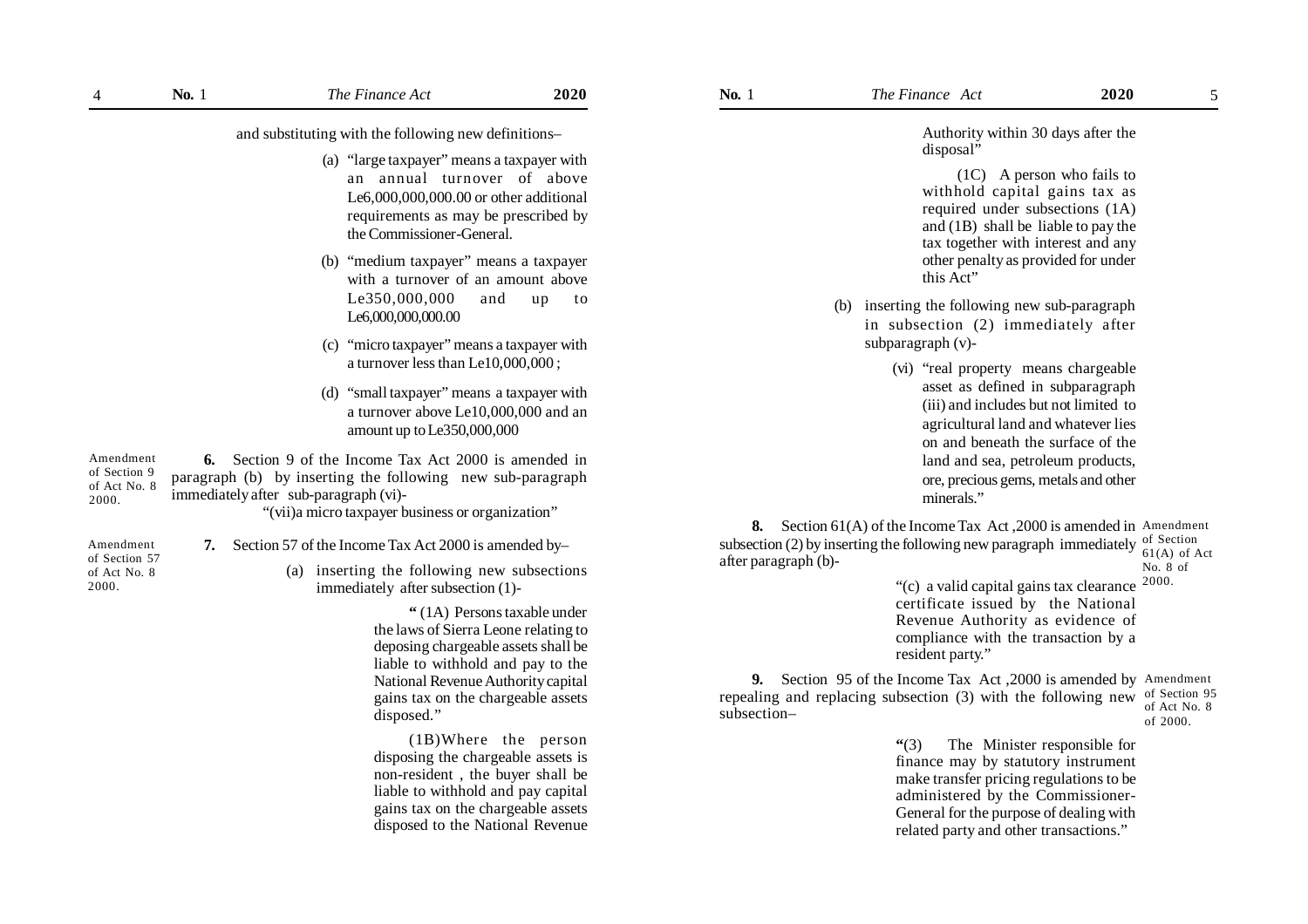and substituting with the following new definitions–

(a) "large taxpayer" means a taxpayer with an annual turnover of above Le6,000,000,000.00 or other additional requirements as may be prescribed by the Commissioner-General.

(b) "medium taxpayer" means a taxpayer with a turnover of an amount above Le350,000,000 and up to Le6,000,000,000.00

(c) "micro taxpayer" means a taxpayer with a turnover less than Le10,000,000 ;

(d) "small taxpayer" means a taxpayer with a turnover above Le10,000,000 and an amount up to Le350,000,000

Amendment of Section 9 of Act No. 8 2000.

**6.** Section 9 of the Income Tax Act 2000 is amended in paragraph (b) by inserting the following new sub-paragraph immediately after sub-paragraph (vi)-

"(vii)a micro taxpayer business or organization"

Amendment of Section 57 of Act No. 8 2000.

**7.** Section 57 of the Income Tax Act 2000 is amended by–

(a) inserting the following new subsections immediately after subsection (1)-

" (1A) Persons taxable under the laws of Sierra Leone relating to deposing chargeable assets shall be liable to withhold and pay to the National Revenue Authority capital gains tax on the chargeable assets disposed."

(1B)Where the person disposing the chargeable assets is non-resident , the buyer shall be liable to withhold and pay capital gains tax on the chargeable assets disposed to the National Revenue Authority within 30 days after the disposal"

(1C) A person who fails to withhold capital gains tax as required under subsections (1A) and (1B) shall be liable to pay the tax together with interest and any other penalty as provided for under this Act"

(b) inserting the following new sub-paragraph in subsection (2) immediately after subparagraph (v)-

(vi) "real property means chargeable asset as defined in subparagraph (iii) and includes but not limited to agricultural land and whatever lies on and beneath the surface of the land and sea, petroleum products, ore, precious gems, metals and other minerals."

Amendment of Section 61(A) of Act No. 8 of 2000.

**8.** Section 61(A) of the Income Tax Act ,2000 is amended in subsection (2) by inserting the following new paragraph immediately after paragraph (b)-

"(c) a valid capital gains tax clearance certificate issued by the National Revenue Authority as evidence of compliance with the transaction by a resident party."

Amendment of Section 95 of Act No. 8 of 2000.

**9.** Section 95 of the Income Tax Act ,2000 is amended by repealing and replacing subsection (3) with the following new subsection–

"(3) The Minister responsible for finance may by statutory instrument make transfer pricing regulations to be administered by the Commissioner-General for the purpose of dealing with related party and other transactions."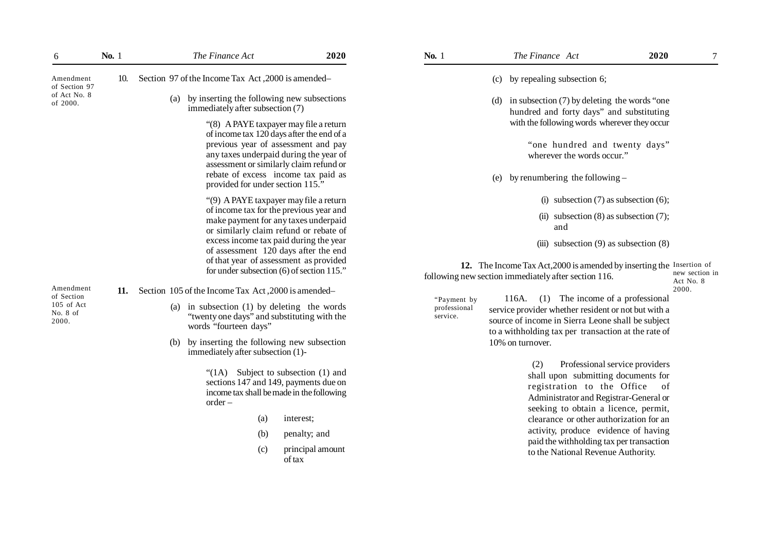Amendment of Section 97 of Act No. 8 of 2000.

10. Section 97 of the Income Tax Act ,2000 is amended–

(a) by inserting the following new subsections immediately after subsection (7)

"(8) A PAYE taxpayer may file a return of income tax 120 days after the end of a previous year of assessment and pay any taxes underpaid during the year of assessment or similarly claim refund or rebate of excess income tax paid as provided for under section 115."

"(9) A PAYE taxpayer may file a return of income tax for the previous year and make payment for any taxes underpaid or similarly claim refund or rebate of excess income tax paid during the year of assessment 120 days after the end of that year of assessment as provided for under subsection (6) of section 115."

Amendment of Section 105 of Act No. 8 of 2000.

**11.** Section 105 of the Income Tax Act ,2000 is amended–

(a) in subsection (1) by deleting the words "twenty one days" and substituting with the words "fourteen days"

(b) by inserting the following new subsection immediately after subsection (1)-

"(1A) Subject to subsection (1) and sections 147 and 149, payments due on income tax shall be made in the following order –

(a) interest;

(b) penalty; and

(c) principal amount of tax

(c) by repealing subsection 6;

(d) in subsection (7) by deleting the words "one hundred and forty days" and substituting with the following words wherever they occur

"one hundred and twenty days" wherever the words occur."

(e) by renumbering the following –

(i) subsection (7) as subsection (6);

(ii) subsection (8) as subsection (7); and

(iii) subsection (9) as subsection (8)

Insertion of new section in Act No. 8 2000.

**12.** The Income Tax Act,2000 is amended by inserting the following new section immediately after section 116.

"Payment by professional service.

116A. (1) The income of a professional service provider whether resident or not but with a source of income in Sierra Leone shall be subject to a withholding tax per transaction at the rate of 10% on turnover.

(2) Professional service providers shall upon submitting documents for registration to the Office of Administrator and Registrar-General or seeking to obtain a licence, permit, clearance or other authorization for an activity, produce evidence of having paid the withholding tax per transaction to the National Revenue Authority.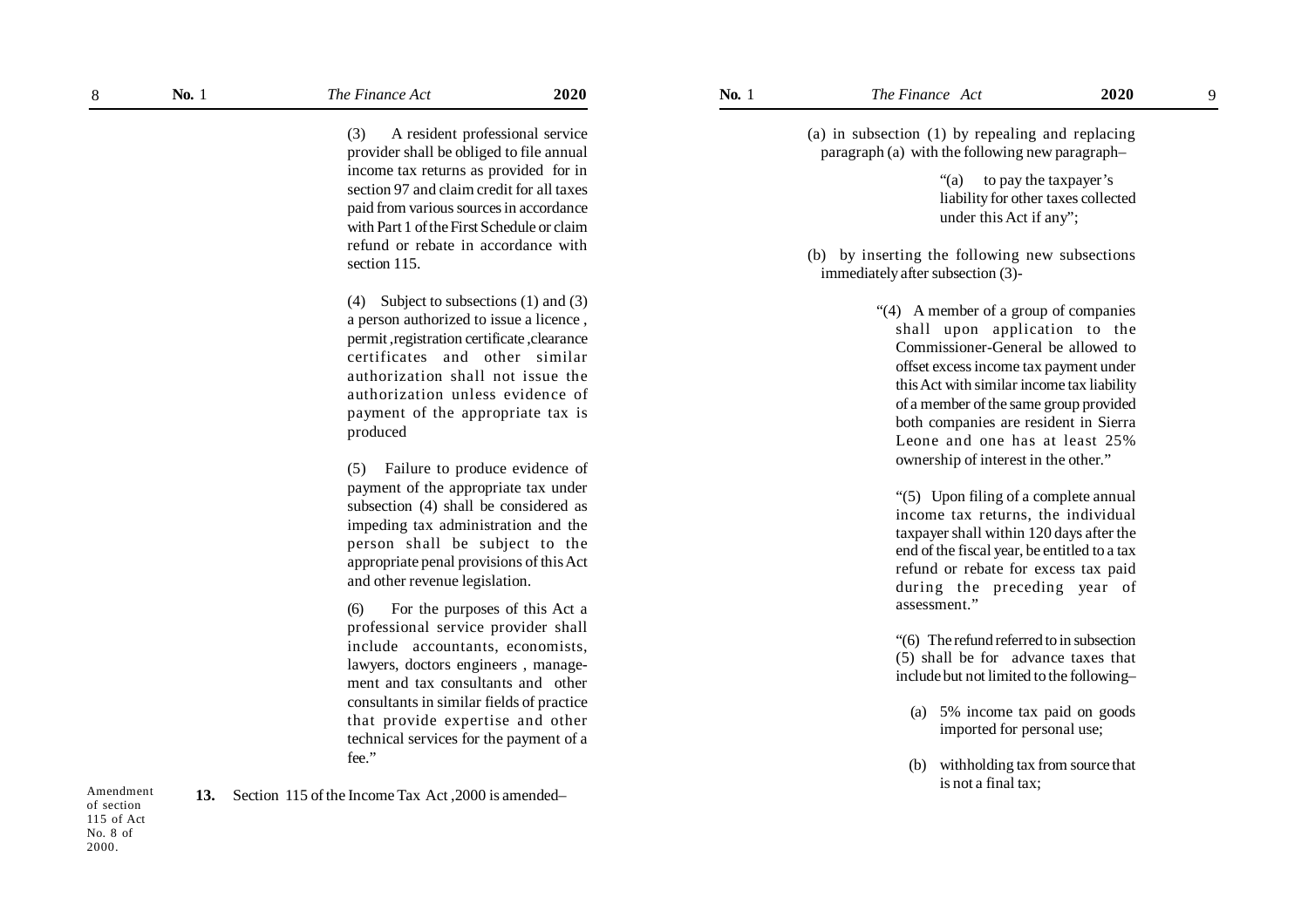(3) A resident professional service provider shall be obliged to file annual income tax returns as provided for in section 97 and claim credit for all taxes paid from various sources in accordance with Part 1 of the First Schedule or claim refund or rebate in accordance with section 115.

(4) Subject to subsections (1) and (3) a person authorized to issue a licence , permit ,registration certificate ,clearance certificates and other similar authorization shall not issue the authorization unless evidence of payment of the appropriate tax is produced

(5) Failure to produce evidence of payment of the appropriate tax under subsection (4) shall be considered as impeding tax administration and the person shall be subject to the appropriate penal provisions of this Act and other revenue legislation.

(6) For the purposes of this Act a professional service provider shall include accountants, economists, lawyers, doctors engineers , management and tax consultants and other consultants in similar fields of practice that provide expertise and other technical services for the payment of a fee."

Amendment of section 115 of Act No. 8 of 2000.

**13.** Section 115 of the Income Tax Act ,2000 is amended–

(a) in subsection (1) by repealing and replacing paragraph (a) with the following new paragraph–

"(a) to pay the taxpayer's liability for other taxes collected under this Act if any";

(b) by inserting the following new subsections immediately after subsection (3)-

"(4) A member of a group of companies shall upon application to the Commissioner-General be allowed to offset excess income tax payment under this Act with similar income tax liability of a member of the same group provided both companies are resident in Sierra Leone and one has at least 25% ownership of interest in the other."

"(5) Upon filing of a complete annual income tax returns, the individual taxpayer shall within 120 days after the end of the fiscal year, be entitled to a tax refund or rebate for excess tax paid during the preceding year of assessment."

"(6) The refund referred to in subsection (5) shall be for advance taxes that include but not limited to the following–

(a) 5% income tax paid on goods imported for personal use;

(b) withholding tax from source that is not a final tax;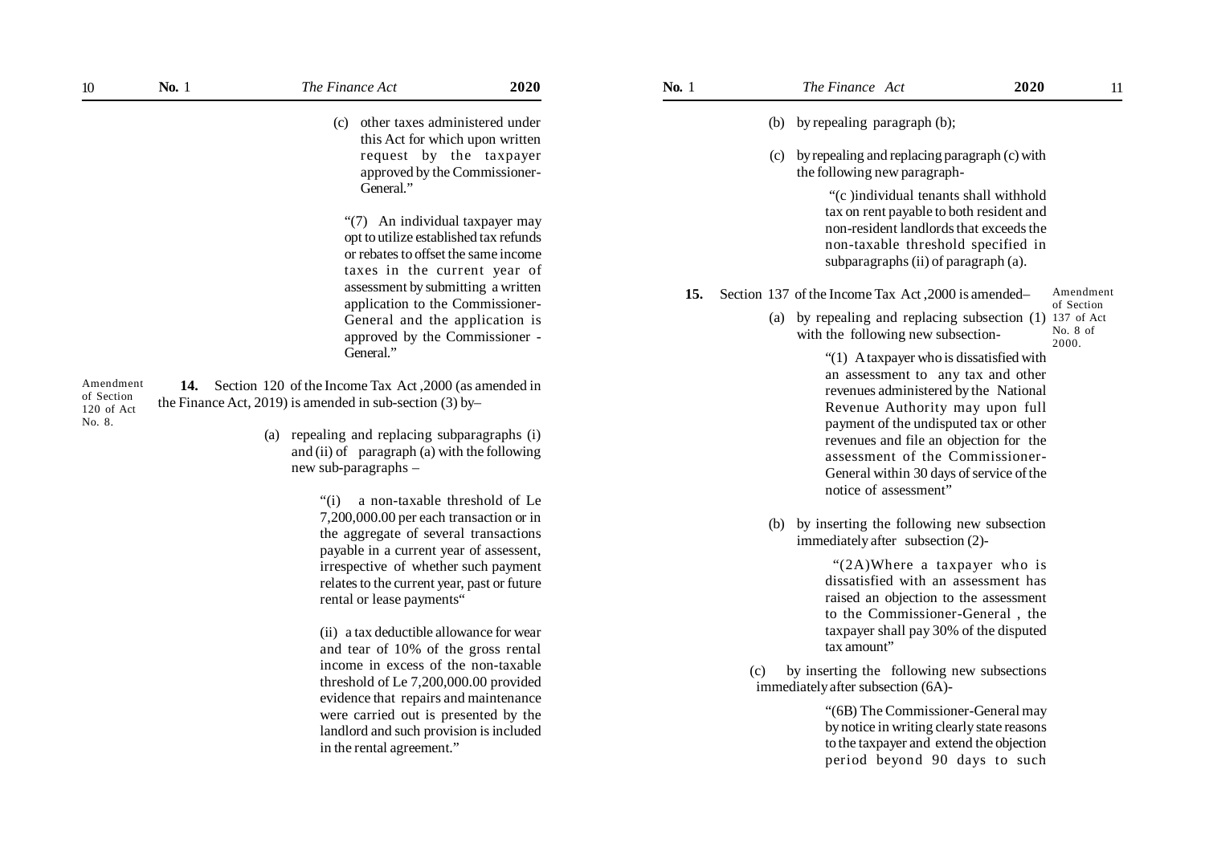(c) other taxes administered under this Act for which upon written request by the taxpayer approved by the Commissioner-General."

"(7) An individual taxpayer may opt to utilize established tax refunds or rebates to offset the same income taxes in the current year of assessment by submitting a written application to the Commissioner-General and the application is approved by the Commissioner - General."

Amendment of Section 120 of Act No. 8.

**14.** Section 120 of the Income Tax Act ,2000 (as amended in the Finance Act, 2019) is amended in sub-section (3) by–

(a) repealing and replacing subparagraphs (i) and (ii) of paragraph (a) with the following new sub-paragraphs –

"(i) a non-taxable threshold of Le 7,200,000.00 per each transaction or in the aggregate of several transactions payable in a current year of assessent, irrespective of whether such payment relates to the current year, past or future rental or lease payments"

(ii) a tax deductible allowance for wear and tear of 10% of the gross rental income in excess of the non-taxable threshold of Le 7,200,000.00 provided evidence that repairs and maintenance were carried out is presented by the landlord and such provision is included in the rental agreement."

(b) by repealing paragraph (b);

(c) by repealing and replacing paragraph (c) with the following new paragraph-

"(c )individual tenants shall withhold tax on rent payable to both resident and non-resident landlords that exceeds the non-taxable threshold specified in subparagraphs (ii) of paragraph (a).

Amendment of Section 137 of Act No. 8 of 2000.

**15.** Section 137 of the Income Tax Act ,2000 is amended–

(a) by repealing and replacing subsection (1) with the following new subsection-

"(1) A taxpayer who is dissatisfied with an assessment to any tax and other revenues administered by the National Revenue Authority may upon full payment of the undisputed tax or other revenues and file an objection for the assessment of the Commissioner-General within 30 days of service of the notice of assessment"

(b) by inserting the following new subsection immediately after subsection (2)-

"(2A)Where a taxpayer who is dissatisfied with an assessment has raised an objection to the assessment to the Commissioner-General , the taxpayer shall pay 30% of the disputed tax amount"

(c) by inserting the following new subsections immediately after subsection (6A)-

"(6B) The Commissioner-General may by notice in writing clearly state reasons to the taxpayer and extend the objection period beyond 90 days to such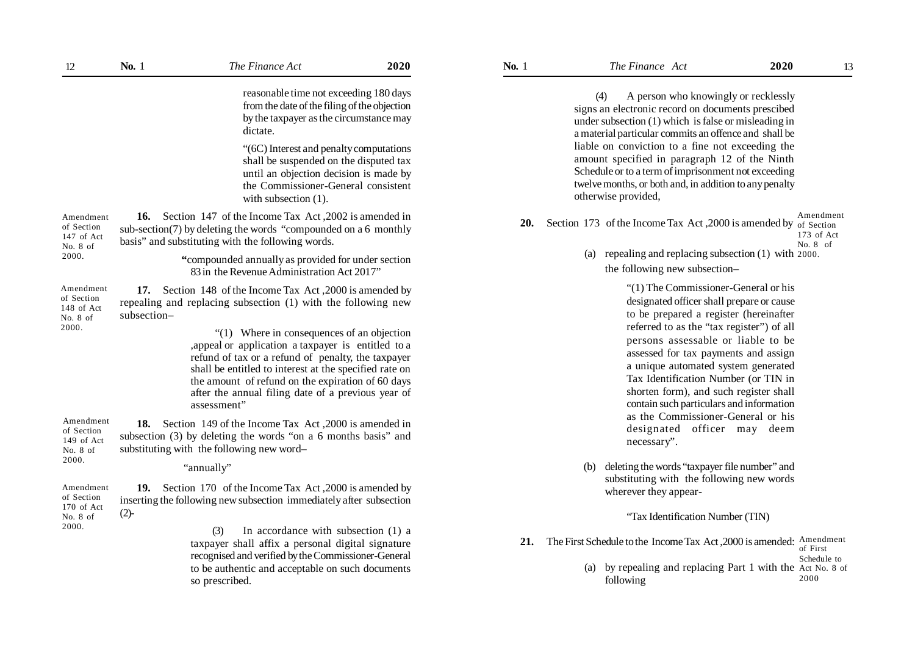reasonable time not exceeding 180 days from the date of the filing of the objection by the taxpayer as the circumstance may dictate.

"(6C) Interest and penalty computations shall be suspended on the disputed tax until an objection decision is made by the Commissioner-General consistent with subsection (1).

Amendment of Section 147 of Act No. 8 of 2000.

**16.** Section 147 of the Income Tax Act ,2002 is amended in sub-section(7) by deleting the words "compounded on a 6 monthly basis" and substituting with the following words.

**"**compounded annually as provided for under section 83 in the Revenue Administration Act 2017"

Amendment of Section 148 of Act No. 8 of 2000.

**17.** Section 148 of the Income Tax Act ,2000 is amended by repealing and replacing subsection (1) with the following new subsection–

"(1) Where in consequences of an objection ,appeal or application a taxpayer is entitled to a refund of tax or a refund of penalty, the taxpayer shall be entitled to interest at the specified rate on the amount of refund on the expiration of 60 days after the annual filing date of a previous year of assessment"

Amendment of Section 149 of Act No. 8 of 2000.

**18.** Section 149 of the Income Tax Act ,2000 is amended in subsection (3) by deleting the words "on a 6 months basis" and substituting with the following new word–

"annually"

Amendment of Section 170 of Act No. 8 of 2000.

**19.** Section 170 of the Income Tax Act ,2000 is amended by inserting the following new subsection immediately after subsection (2)-

(3) In accordance with subsection (1) a taxpayer shall affix a personal digital signature recognised and verified by the Commissioner-General to be authentic and acceptable on such documents so prescribed.

(4) A person who knowingly or recklessly signs an electronic record on documents prescibed under subsection (1) which is false or misleading in a material particular commits an offence and shall be liable on conviction to a fine not exceeding the amount specified in paragraph 12 of the Ninth Schedule or to a term of imprisonment not exceeding twelve months, or both and, in addition to any penalty otherwise provided,

Amendment of Section 173 of Act No. 8 of 2000.

**20.** Section 173 of the Income Tax Act ,2000 is amended by

(a) repealing and replacing subsection (1) with the following new subsection–

"(1) The Commissioner-General or his designated officer shall prepare or cause to be prepared a register (hereinafter referred to as the "tax register") of all persons assessable or liable to be assessed for tax payments and assign a unique automated system generated Tax Identification Number (or TIN in shorten form), and such register shall contain such particulars and information as the Commissioner-General or his designated officer may deem necessary".

(b) deleting the words "taxpayer file number" and substituting with the following new words wherever they appear-

"Tax Identification Number (TIN)

Amendment of First Schedule to Act No. 8 of 2000

**21.** The First Schedule to the Income Tax Act ,2000 is amended:

(a) by repealing and replacing Part 1 with the following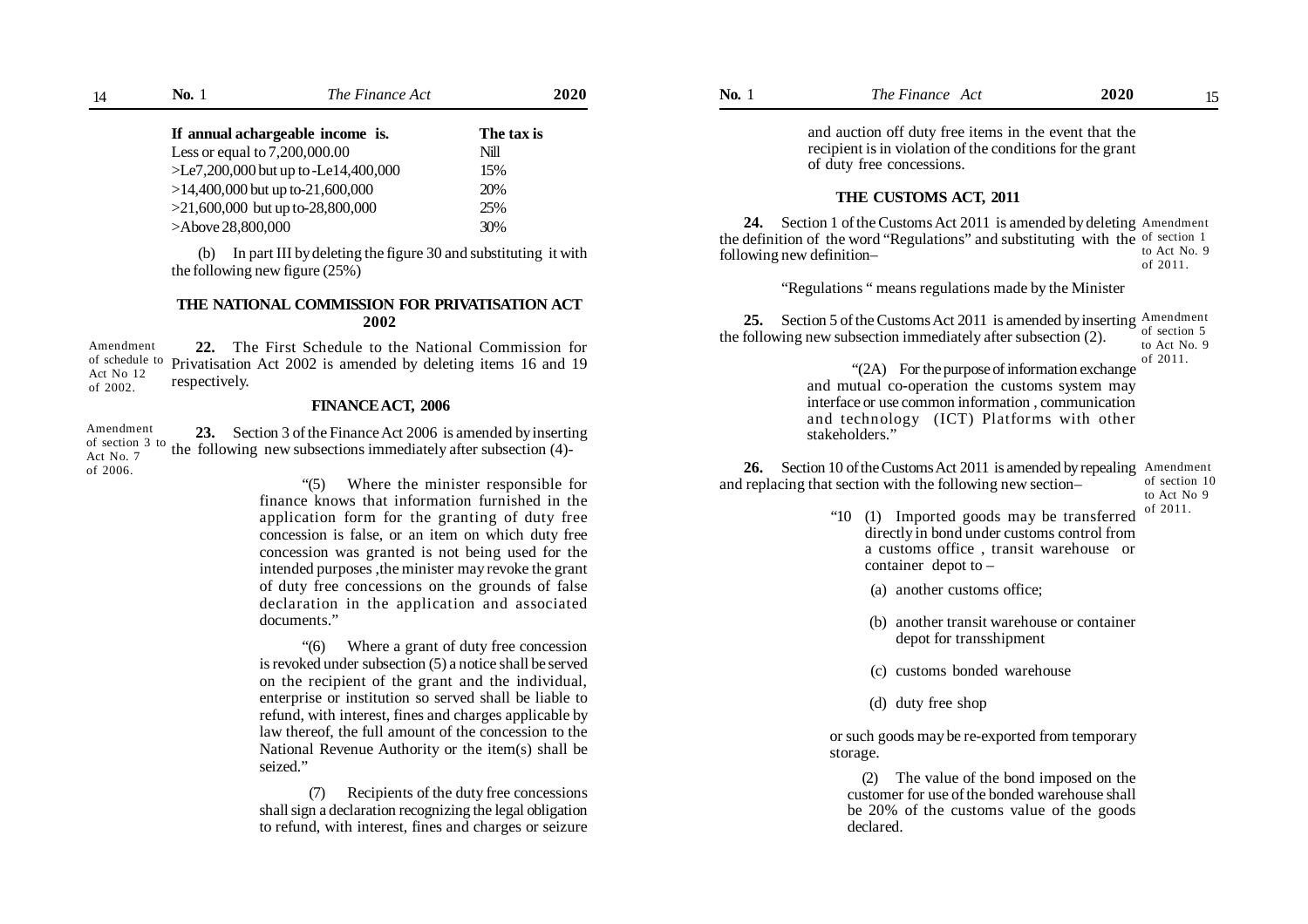| If annual achargeable income is. | The tax is |
|---|---|
| Less or equal to 7,200,000.00 | Nill |
| >Le7,200,000 but up to -Le14,400,000 | 15% |
| >14,400,000 but up to-21,600,000 | 20% |
| >21,600,000 but up to-28,800,000 | 25% |
| >Above 28,800,000 | 30% |

(b) In part III by deleting the figure 30 and substituting it with the following new figure (25%)

## THE NATIONAL COMMISSION FOR PRIVATISATION ACT 2002

Amendment of schedule to Act No 12 of 2002.

**22.** The First Schedule to the National Commission for Privatisation Act 2002 is amended by deleting items 16 and 19 respectively.

## FINANCE ACT, 2006

Amendment of section 3 to Act No. 7 of 2006.

**23.** Section 3 of the Finance Act 2006 is amended by inserting the following new subsections immediately after subsection (4)-

"(5) Where the minister responsible for finance knows that information furnished in the application form for the granting of duty free concession is false, or an item on which duty free concession was granted is not being used for the intended purposes ,the minister may revoke the grant of duty free concessions on the grounds of false declaration in the application and associated documents."

"(6) Where a grant of duty free concession is revoked under subsection (5) a notice shall be served on the recipient of the grant and the individual, enterprise or institution so served shall be liable to refund, with interest, fines and charges applicable by law thereof, the full amount of the concession to the National Revenue Authority or the item(s) shall be seized."

(7) Recipients of the duty free concessions shall sign a declaration recognizing the legal obligation to refund, with interest, fines and charges or seizure and auction off duty free items in the event that the recipient is in violation of the conditions for the grant of duty free concessions.

## THE CUSTOMS ACT, 2011

Amendment of section 1 to Act No. 9 of 2011.

**24.** Section 1 of the Customs Act 2011 is amended by deleting the definition of the word "Regulations" and substituting with the following new definition–

"Regulations " means regulations made by the Minister

Amendment of section 5 to Act No. 9 of 2011.

**25.** Section 5 of the Customs Act 2011 is amended by inserting the following new subsection immediately after subsection (2).

"(2A) For the purpose of information exchange and mutual co-operation the customs system may interface or use common information , communication and technology (ICT) Platforms with other stakeholders."

Amendment of section 10 to Act No 9 of 2011.

**26.** Section 10 of the Customs Act 2011 is amended by repealing and replacing that section with the following new section–

"10 (1) Imported goods may be transferred directly in bond under customs control from a customs office , transit warehouse or container depot to –

(a) another customs office;

(b) another transit warehouse or container depot for transshipment

(c) customs bonded warehouse

(d) duty free shop

or such goods may be re-exported from temporary storage.

(2) The value of the bond imposed on the customer for use of the bonded warehouse shall be 20% of the customs value of the goods declared.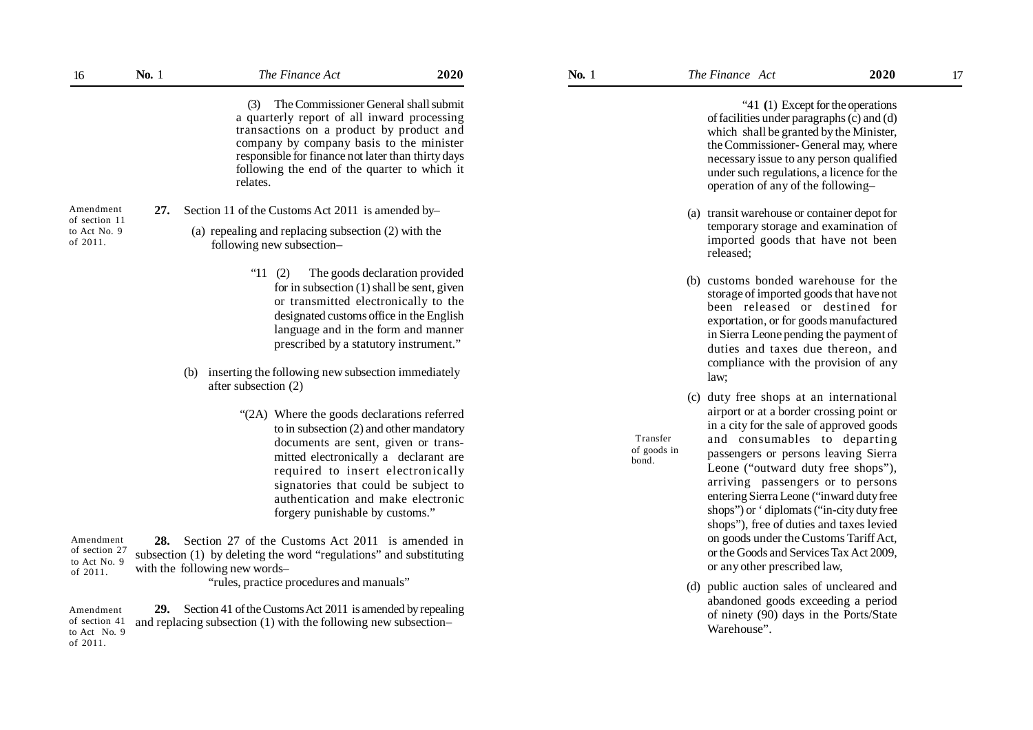(3) The Commissioner General shall submit a quarterly report of all inward processing transactions on a product by product and company by company basis to the minister responsible for finance not later than thirty days following the end of the quarter to which it relates.

Amendment of section 11 to Act No. 9 of 2011.

**27.** Section 11 of the Customs Act 2011 is amended by–

(a) repealing and replacing subsection (2) with the following new subsection–

"11 (2) The goods declaration provided for in subsection (1) shall be sent, given or transmitted electronically to the designated customs office in the English language and in the form and manner prescribed by a statutory instrument."

(b) inserting the following new subsection immediately after subsection (2)

"(2A) Where the goods declarations referred to in subsection (2) and other mandatory documents are sent, given or transmitted electronically a declarant are required to insert electronically signatories that could be subject to authentication and make electronic forgery punishable by customs."

Amendment of section 27 to Act No. 9 of 2011.

**28.** Section 27 of the Customs Act 2011 is amended in subsection (1) by deleting the word "regulations" and substituting with the following new words–

"rules, practice procedures and manuals"

Amendment of section 41 to Act No. 9 of 2011.

**29.** Section 41 of the Customs Act 2011 is amended by repealing and replacing subsection (1) with the following new subsection–

Transfer of goods in bond.

"41 **(**1) Except for the operations of facilities under paragraphs (c) and (d) which shall be granted by the Minister, the Commissioner- General may, where necessary issue to any person qualified under such regulations, a licence for the operation of any of the following–

(a) transit warehouse or container depot for temporary storage and examination of imported goods that have not been released;

(b) customs bonded warehouse for the storage of imported goods that have not been released or destined for exportation, or for goods manufactured in Sierra Leone pending the payment of duties and taxes due thereon, and compliance with the provision of any law;

(c) duty free shops at an international airport or at a border crossing point or in a city for the sale of approved goods and consumables to departing passengers or persons leaving Sierra Leone ("outward duty free shops"), arriving passengers or to persons entering Sierra Leone ("inward duty free shops") or ' diplomats ("in-city duty free shops"), free of duties and taxes levied on goods under the Customs Tariff Act, or the Goods and Services Tax Act 2009, or any other prescribed law,

(d) public auction sales of uncleared and abandoned goods exceeding a period of ninety (90) days in the Ports/State Warehouse".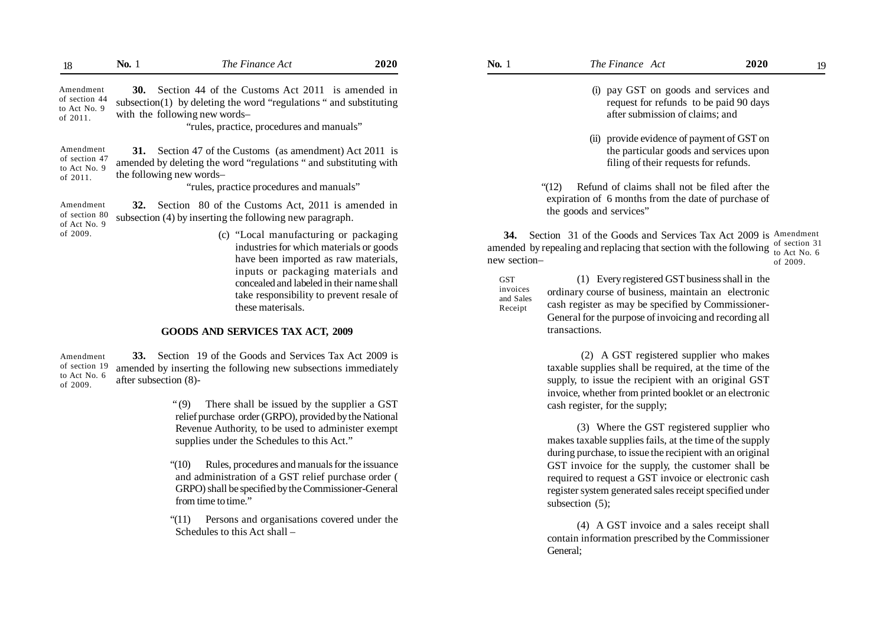Amendment of section 44 to Act No. 9 of 2011.

**30.** Section 44 of the Customs Act 2011 is amended in subsection(1) by deleting the word "regulations " and substituting with the following new words–

"rules, practice, procedures and manuals"

Amendment of section 47 to Act No. 9 of 2011.

**31.** Section 47 of the Customs (as amendment) Act 2011 is amended by deleting the word "regulations " and substituting with the following new words–

"rules, practice procedures and manuals"

Amendment of section 80 of Act No. 9 of 2009.

**32.** Section 80 of the Customs Act, 2011 is amended in subsection (4) by inserting the following new paragraph.

(c) "Local manufacturing or packaging industries for which materials or goods have been imported as raw materials, inputs or packaging materials and concealed and labeled in their name shall take responsibility to prevent resale of these materisals.

## GOODS AND SERVICES TAX ACT, 2009

Amendment of section 19 to Act No. 6 of 2009.

**33.** Section 19 of the Goods and Services Tax Act 2009 is amended by inserting the following new subsections immediately after subsection (8)-

" (9) There shall be issued by the supplier a GST relief purchase order (GRPO), provided by the National Revenue Authority, to be used to administer exempt supplies under the Schedules to this Act."

"(10) Rules, procedures and manuals for the issuance and administration of a GST relief purchase order ( GRPO) shall be specified by the Commissioner-General from time to time."

"(11) Persons and organisations covered under the Schedules to this Act shall –

(i) pay GST on goods and services and request for refunds to be paid 90 days after submission of claims; and

(ii) provide evidence of payment of GST on the particular goods and services upon filing of their requests for refunds.

"(12) Refund of claims shall not be filed after the expiration of 6 months from the date of purchase of the goods and services"

Amendment of section 31 to Act No. 6 of 2009.

**34.** Section 31 of the Goods and Services Tax Act 2009 is amended by repealing and replacing that section with the following new section–

GST invoices and Sales Receipt

(1) Every registered GST business shall in the ordinary course of business, maintain an electronic cash register as may be specified by Commissioner-General for the purpose of invoicing and recording all transactions.

(2) A GST registered supplier who makes taxable supplies shall be required, at the time of the supply, to issue the recipient with an original GST invoice, whether from printed booklet or an electronic cash register, for the supply;

(3) Where the GST registered supplier who makes taxable supplies fails, at the time of the supply during purchase, to issue the recipient with an original GST invoice for the supply, the customer shall be required to request a GST invoice or electronic cash register system generated sales receipt specified under subsection (5);

(4) A GST invoice and a sales receipt shall contain information prescribed by the Commissioner General;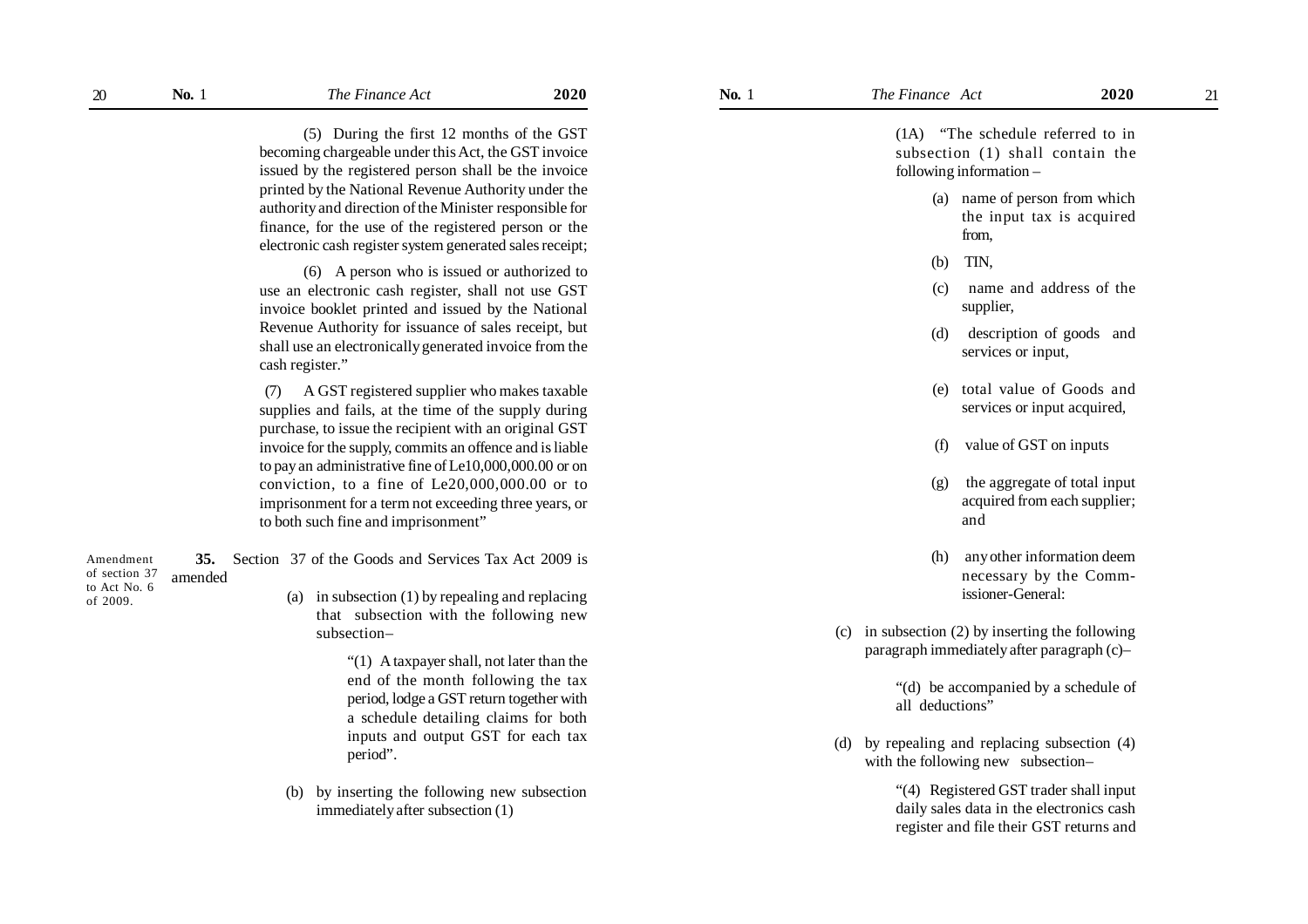(5) During the first 12 months of the GST becoming chargeable under this Act, the GST invoice issued by the registered person shall be the invoice printed by the National Revenue Authority under the authority and direction of the Minister responsible for finance, for the use of the registered person or the electronic cash register system generated sales receipt;

(6) A person who is issued or authorized to use an electronic cash register, shall not use GST invoice booklet printed and issued by the National Revenue Authority for issuance of sales receipt, but shall use an electronically generated invoice from the cash register."

(7) A GST registered supplier who makes taxable supplies and fails, at the time of the supply during purchase, to issue the recipient with an original GST invoice for the supply, commits an offence and is liable to pay an administrative fine of Le10,000,000.00 or on conviction, to a fine of Le20,000,000.00 or to imprisonment for a term not exceeding three years, or to both such fine and imprisonment"

Amendment of section 37 to Act No. 6 of 2009.

**35.** Section 37 of the Goods and Services Tax Act 2009 is amended

(a) in subsection (1) by repealing and replacing that subsection with the following new subsection–

"(1) A taxpayer shall, not later than the end of the month following the tax period, lodge a GST return together with a schedule detailing claims for both inputs and output GST for each tax period".

(b) by inserting the following new subsection immediately after subsection (1)

(1A) "The schedule referred to in subsection (1) shall contain the following information –

(a) name of person from which the input tax is acquired from,

(b) TIN,

(c) name and address of the supplier,

(d) description of goods and services or input,

(e) total value of Goods and services or input acquired,

(f) value of GST on inputs

(g) the aggregate of total input acquired from each supplier; and

(h) any other information deem necessary by the Commissioner-General:

(c) in subsection (2) by inserting the following paragraph immediately after paragraph (c)–

"(d) be accompanied by a schedule of all deductions"

(d) by repealing and replacing subsection (4) with the following new subsection–

"(4) Registered GST trader shall input daily sales data in the electronics cash register and file their GST returns and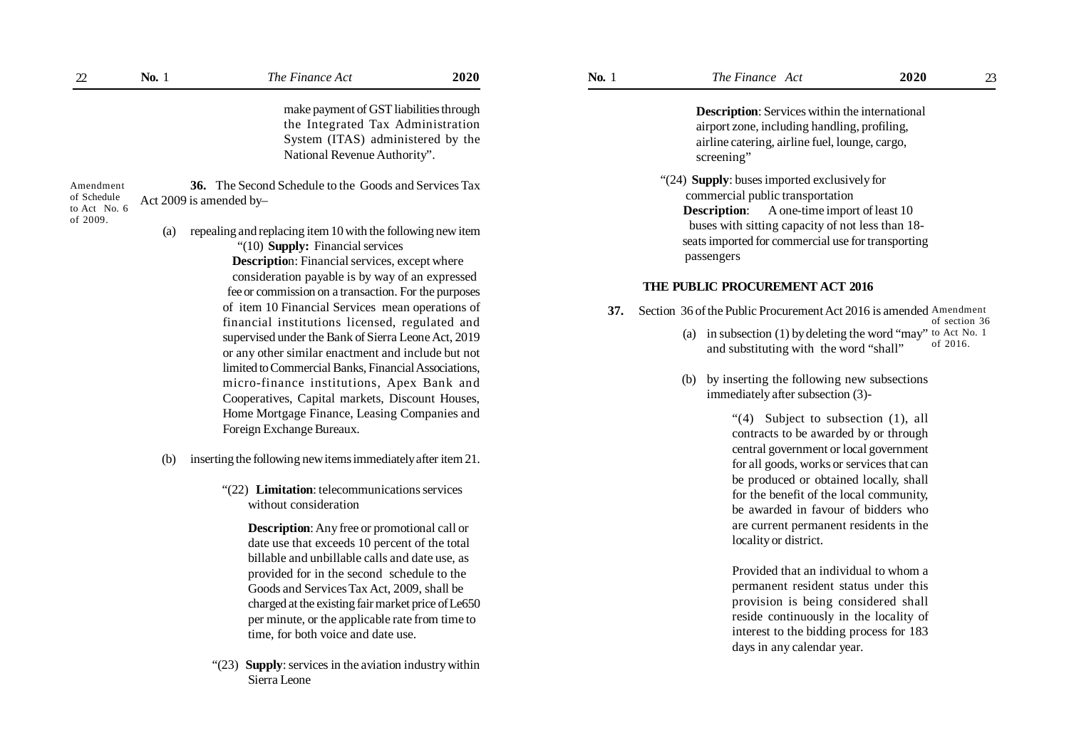make payment of GST liabilities through the Integrated Tax Administration System (ITAS) administered by the National Revenue Authority".

Amendment of Schedule to Act No. 6 of 2009.

**36.** The Second Schedule to the Goods and Services Tax Act 2009 is amended by–

(a) repealing and replacing item 10 with the following new item

"(10) **Supply:** Financial services

**Description**: Financial services, except where consideration payable is by way of an expressed fee or commission on a transaction. For the purposes of item 10 Financial Services mean operations of financial institutions licensed, regulated and supervised under the Bank of Sierra Leone Act, 2019 or any other similar enactment and include but not limited to Commercial Banks, Financial Associations, micro-finance institutions, Apex Bank and Cooperatives, Capital markets, Discount Houses, Home Mortgage Finance, Leasing Companies and Foreign Exchange Bureaux.

(b) inserting the following new items immediately after item 21.

"(22) **Limitation**: telecommunications services without consideration

**Description**: Any free or promotional call or date use that exceeds 10 percent of the total billable and unbillable calls and date use, as provided for in the second schedule to the Goods and Services Tax Act, 2009, shall be charged at the existing fair market price of Le650 per minute, or the applicable rate from time to time, for both voice and date use.

"(23) **Supply**: services in the aviation industry within Sierra Leone

**Description**: Services within the international airport zone, including handling, profiling, airline catering, airline fuel, lounge, cargo, screening"

"(24) **Supply**: buses imported exclusively for commercial public transportation

**Description**: A one-time import of least 10 buses with sitting capacity of not less than 18-seats imported for commercial use for transporting passengers

## THE PUBLIC PROCUREMENT ACT 2016

Amendment of section 36 to Act No. 1 of 2016.

**37.** Section 36 of the Public Procurement Act 2016 is amended

(a) in subsection (1) by deleting the word "may" and substituting with the word "shall"

(b) by inserting the following new subsections immediately after subsection (3)-

"(4) Subject to subsection (1), all contracts to be awarded by or through central government or local government for all goods, works or services that can be produced or obtained locally, shall for the benefit of the local community, be awarded in favour of bidders who are current permanent residents in the locality or district.

Provided that an individual to whom a permanent resident status under this provision is being considered shall reside continuously in the locality of interest to the bidding process for 183 days in any calendar year.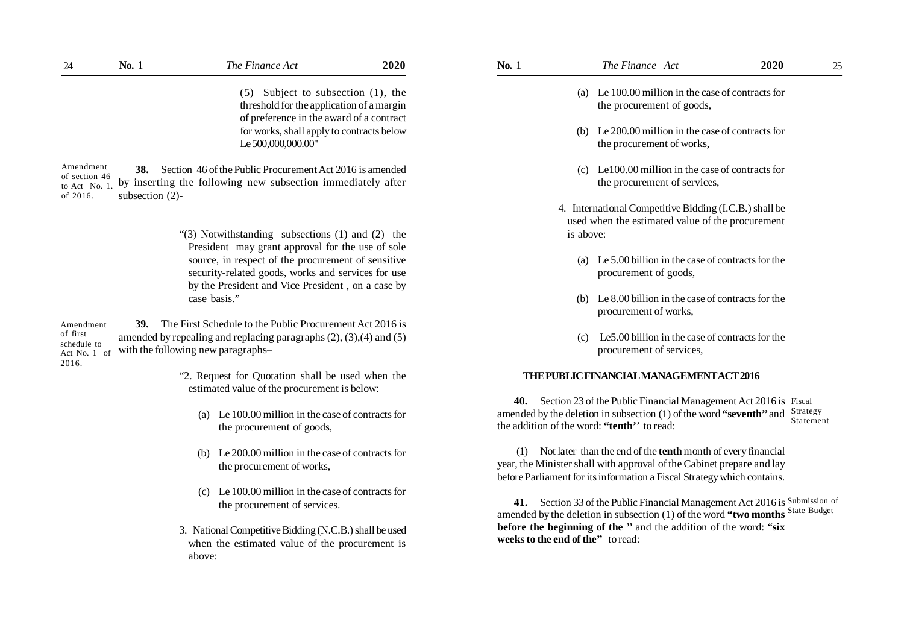(5) Subject to subsection (1), the threshold for the application of a margin of preference in the award of a contract for works, shall apply to contracts below Le 500,000,000.00"

Amendment of section 46 to Act No. 1. of 2016.

**38.** Section 46 of the Public Procurement Act 2016 is amended by inserting the following new subsection immediately after subsection (2)-

"(3) Notwithstanding subsections (1) and (2) the President may grant approval for the use of sole source, in respect of the procurement of sensitive security-related goods, works and services for use by the President and Vice President , on a case by case basis."

Amendment of first schedule to Act No. 1 of 2016.

**39.** The First Schedule to the Public Procurement Act 2016 is amended by repealing and replacing paragraphs (2), (3),(4) and (5) with the following new paragraphs–

"2. Request for Quotation shall be used when the estimated value of the procurement is below:

(a) Le 100.00 million in the case of contracts for the procurement of goods,

(b) Le 200.00 million in the case of contracts for the procurement of works,

(c) Le 100.00 million in the case of contracts for the procurement of services.

3. National Competitive Bidding (N.C.B.) shall be used when the estimated value of the procurement is above:

(a) Le 100.00 million in the case of contracts for the procurement of goods,

(b) Le 200.00 million in the case of contracts for the procurement of works,

(c) Le100.00 million in the case of contracts for the procurement of services,

4. International Competitive Bidding (I.C.B.) shall be used when the estimated value of the procurement is above:

(a) Le 5.00 billion in the case of contracts for the procurement of goods,

(b) Le 8.00 billion in the case of contracts for the procurement of works,

(c) Le5.00 billion in the case of contracts for the procurement of services,

## THE PUBLIC FINANCIAL MANAGEMENT ACT 2016

Fiscal Strategy Statement

**40.** Section 23 of the Public Financial Management Act 2016 is amended by the deletion in subsection (1) of the word **"seventh"** and the addition of the word: **"tenth**'' to read:

(1) Not later than the end of the **tenth** month of every financial year, the Minister shall with approval of the Cabinet prepare and lay before Parliament for its information a Fiscal Strategy which contains.

Submission of State Budget

**41.** Section 33 of the Public Financial Management Act 2016 is amended by the deletion in subsection (1) of the word **"two months before the beginning of the "** and the addition of the word: "**six weeks to the end of the"** to read: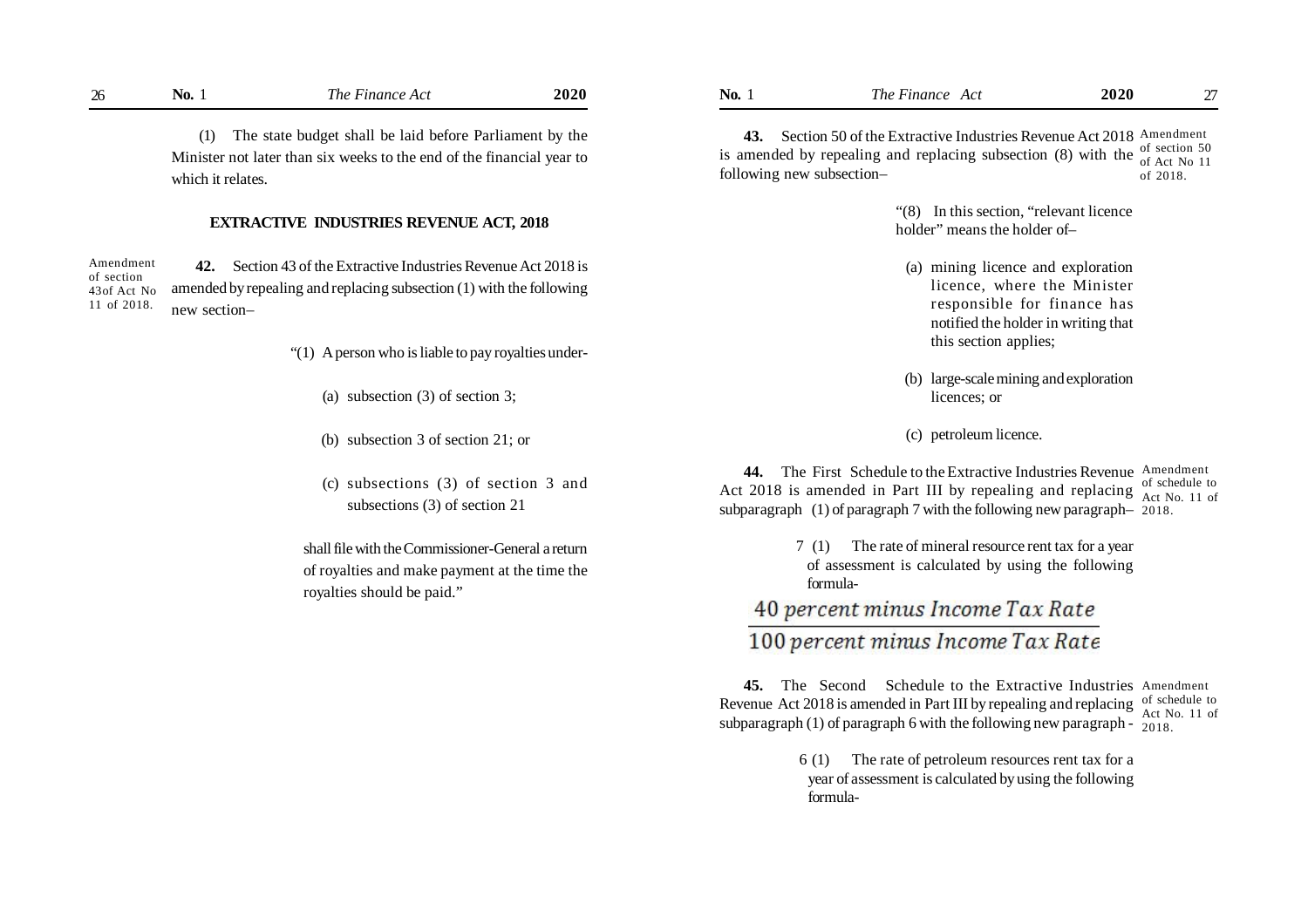(1) The state budget shall be laid before Parliament by the Minister not later than six weeks to the end of the financial year to which it relates.

## EXTRACTIVE INDUSTRIES REVENUE ACT, 2018

Amendment of section 43of Act No 11 of 2018.

**42.** Section 43 of the Extractive Industries Revenue Act 2018 is amended by repealing and replacing subsection (1) with the following new section–

> "(1) A person who is liable to pay royalties under-
>
> (a) subsection (3) of section 3;
>
> (b) subsection 3 of section 21; or
>
> (c) subsections (3) of section 3 and subsections (3) of section 21
>
> shall file with the Commissioner-General a return of royalties and make payment at the time the royalties should be paid."

Amendment of section 50 of Act No 11 of 2018.

**43.** Section 50 of the Extractive Industries Revenue Act 2018 is amended by repealing and replacing subsection (8) with the following new subsection–

> "(8) In this section, "relevant licence holder" means the holder of–
>
> (a) mining licence and exploration licence, where the Minister responsible for finance has notified the holder in writing that this section applies;
>
> (b) large-scale mining and exploration licences; or
>
> (c) petroleum licence.

Amendment of schedule to Act No. 11 of 2018.

**44.** The First Schedule to the Extractive Industries Revenue Act 2018 is amended in Part III by repealing and replacing subparagraph (1) of paragraph 7 with the following new paragraph–

> 7 (1) The rate of mineral resource rent tax for a year of assessment is calculated by using the following formula-

$$\frac{40\ percent\ minus\ Income\ Tax\ Rate}{100\ percent\ minus\ Income\ Tax\ Rate}$$

Amendment of schedule to Act No. 11 of 2018.

**45.** The Second Schedule to the Extractive Industries Revenue Act 2018 is amended in Part III by repealing and replacing subparagraph (1) of paragraph 6 with the following new paragraph -

> 6 (1) The rate of petroleum resources rent tax for a year of assessment is calculated by using the following formula-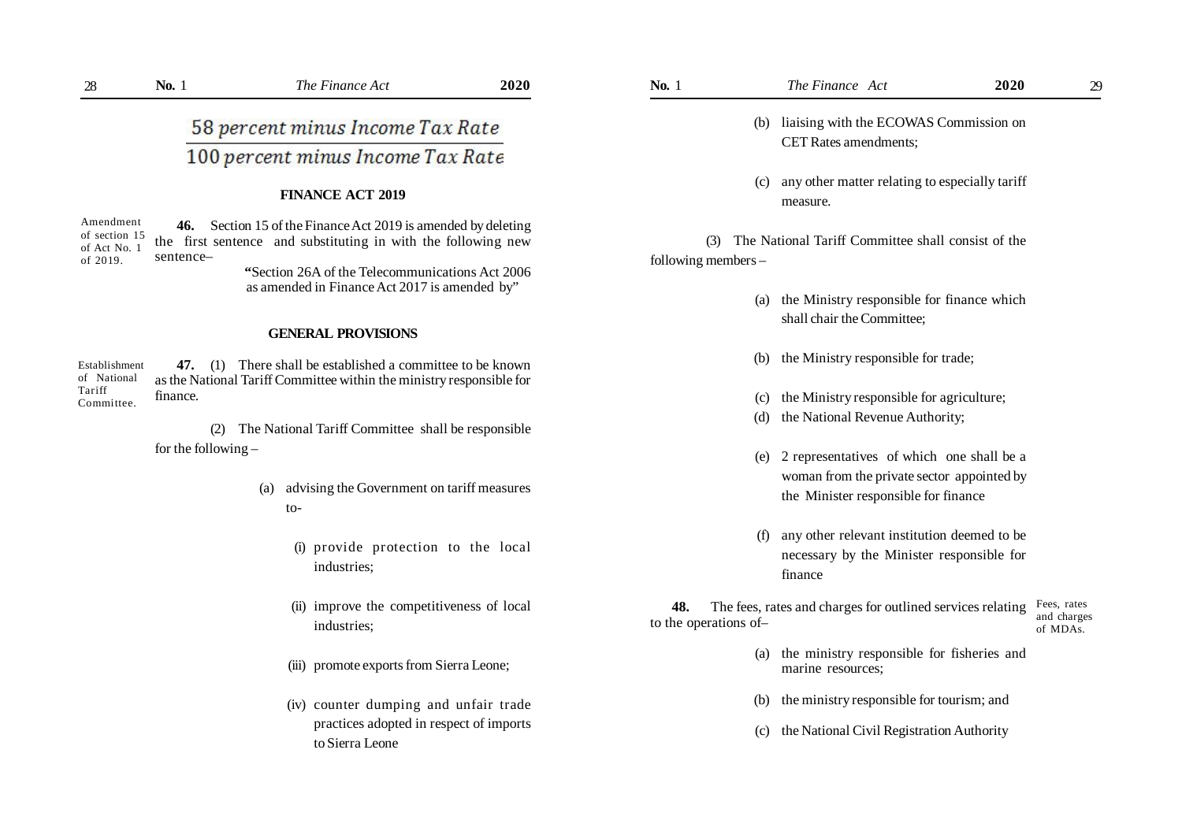$$\frac{58 \text{ percent minus Income Tax Rate}}{100 \text{ percent minus Income Tax Rate}}$$

## FINANCE ACT 2019

Amendment of section 15 of Act No. 1 of 2019.

**46.** Section 15 of the Finance Act 2019 is amended by deleting the first sentence and substituting in with the following new sentence–

"Section 26A of the Telecommunications Act 2006 as amended in Finance Act 2017 is amended by"

## GENERAL PROVISIONS

Establishment of National Tariff Committee.

**47.** (1) There shall be established a committee to be known as the National Tariff Committee within the ministry responsible for finance.

(2) The National Tariff Committee shall be responsible for the following –

(a) advising the Government on tariff measures to-

(i) provide protection to the local industries;

(ii) improve the competitiveness of local industries;

(iii) promote exports from Sierra Leone;

(iv) counter dumping and unfair trade practices adopted in respect of imports to Sierra Leone

(b) liaising with the ECOWAS Commission on CET Rates amendments;

(c) any other matter relating to especially tariff measure.

(3) The National Tariff Committee shall consist of the following members –

(a) the Ministry responsible for finance which shall chair the Committee;

(b) the Ministry responsible for trade;

(c) the Ministry responsible for agriculture;

(d) the National Revenue Authority;

(e) 2 representatives of which one shall be a woman from the private sector appointed by the Minister responsible for finance

(f) any other relevant institution deemed to be necessary by the Minister responsible for finance

Fees, rates and charges of MDAs.

**48.** The fees, rates and charges for outlined services relating to the operations of–

(a) the ministry responsible for fisheries and marine resources;

(b) the ministry responsible for tourism; and

(c) the National Civil Registration Authority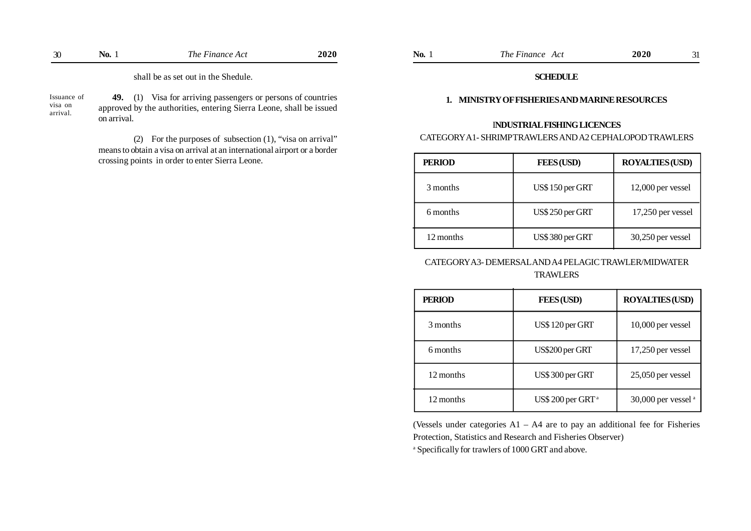shall be as set out in the Shedule.

Issuance of visa on arrival.

**49.** (1) Visa for arriving passengers or persons of countries approved by the authorities, entering Sierra Leone, shall be issued on arrival.

(2) For the purposes of subsection (1), "visa on arrival" means to obtain a visa on arrival at an international airport or a border crossing points in order to enter Sierra Leone.

## SCHEDULE

### 1. MINISTRY OF FISHERIES AND MARINE RESOURCES

#### INDUSTRIAL FISHING LICENCES

CATEGORY A1- SHRIMP TRAWLERS AND A2 CEPHALOPOD TRAWLERS

| PERIOD | FEES (USD) | ROYALTIES (USD) |
|---|---|---|
| 3 months | US$ 150 per GRT | 12,000 per vessel |
| 6 months | US$ 250 per GRT | 17,250 per vessel |
| 12 months | US$ 380 per GRT | 30,250 per vessel |

CATEGORY A3- DEMERSAL AND A4 PELAGIC TRAWLER/MIDWATER TRAWLERS

| PERIOD | FEES (USD) | ROYALTIES (USD) |
|---|---|---|
| 3 months | US$ 120 per GRT | 10,000 per vessel |
| 6 months | US$200 per GRT | 17,250 per vessel |
| 12 months | US$ 300 per GRT | 25,050 per vessel |
| 12 months | US$ 200 per GRT [a] | 30,000 per vessel [a] |

(Vessels under categories A1 – A4 are to pay an additional fee for Fisheries Protection, Statistics and Research and Fisheries Observer)

[a] Specifically for trawlers of 1000 GRT and above.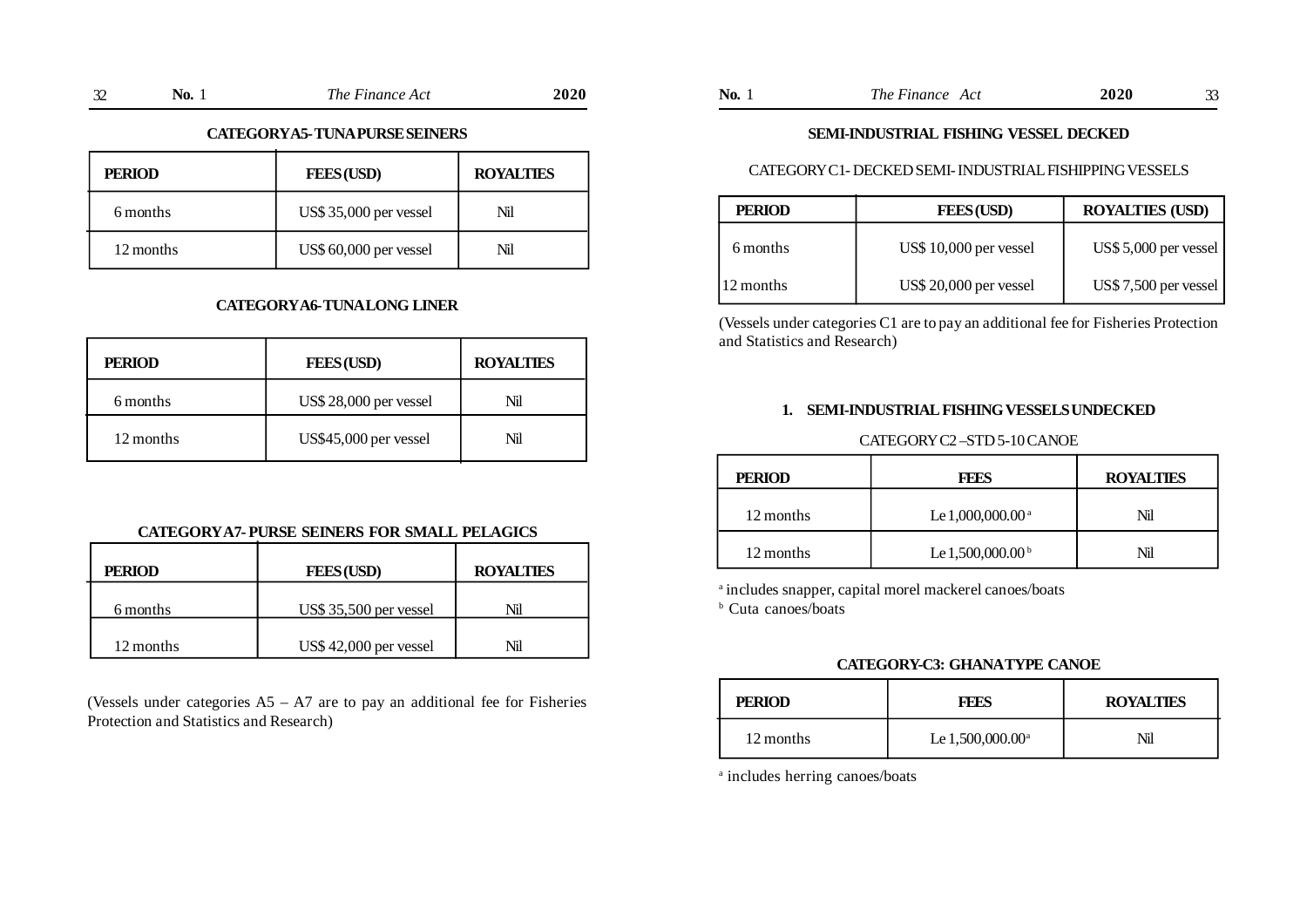### CATEGORY A5- TUNA PURSE SEINERS

| PERIOD | FEES (USD) | ROYALTIES |
|---|---|---|
| 6 months | US$ 35,000 per vessel | Nil |
| 12 months | US$ 60,000 per vessel | Nil |

### CATEGORY A6- TUNA LONG LINER

| PERIOD | FEES (USD) | ROYALTIES |
|---|---|---|
| 6 months | US$ 28,000 per vessel | Nil |
| 12 months | US$45,000 per vessel | Nil |

### CATEGORY A7- PURSE SEINERS FOR SMALL PELAGICS

| PERIOD | FEES (USD) | ROYALTIES |
|---|---|---|
| 6 months | US$ 35,500 per vessel | Nil |
| 12 months | US$ 42,000 per vessel | Nil |

(Vessels under categories A5 – A7 are to pay an additional fee for Fisheries Protection and Statistics and Research)

### SEMI-INDUSTRIAL FISHING VESSEL DECKED

CATEGORY C1- DECKED SEMI- INDUSTRIAL FISHIPPING VESSELS

| PERIOD | FEES (USD) | ROYALTIES (USD) |
|---|---|---|
| 6 months | US$ 10,000 per vessel | US$ 5,000 per vessel |
| 12 months | US$ 20,000 per vessel | US$ 7,500 per vessel |

(Vessels under categories C1 are to pay an additional fee for Fisheries Protection and Statistics and Research)

### 1. SEMI-INDUSTRIAL FISHING VESSELS UNDECKED

CATEGORY C2 –STD 5-10 CANOE

| PERIOD | FEES | ROYALTIES |
|---|---|---|
| 12 months | Le 1,000,000.00 [a] | Nil |
| 12 months | Le 1,500,000.00 [b] | Nil |

[a] includes snapper, capital morel mackerel canoes/boats
[b] Cuta canoes/boats

### CATEGORY-C3: GHANA TYPE CANOE

| PERIOD | FEES | ROYALTIES |
|---|---|---|
| 12 months | Le 1,500,000.00[a] | Nil |

[a] includes herring canoes/boats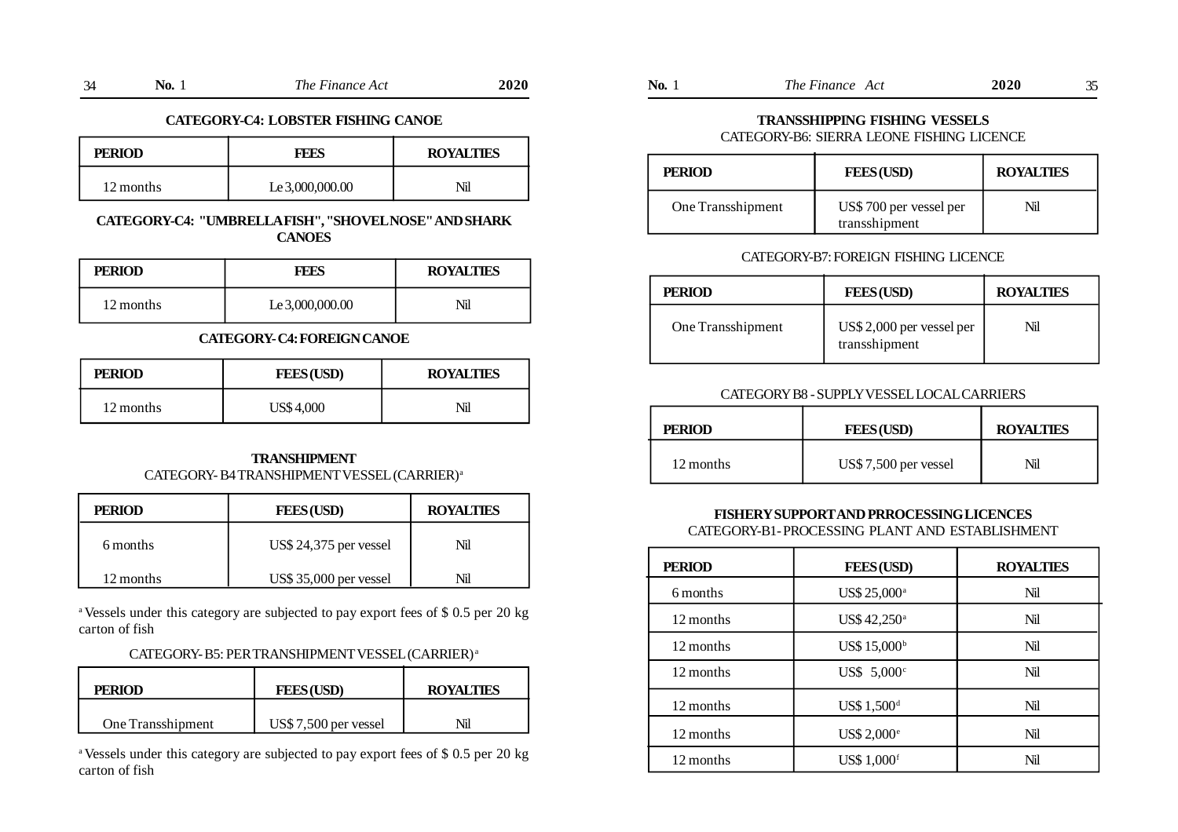### CATEGORY-C4: LOBSTER FISHING CANOE

| PERIOD | FEES | ROYALTIES |
|---|---|---|
| 12 months | Le 3,000,000.00 | Nil |

### CATEGORY-C4: "UMBRELLA FISH", "SHOVEL NOSE" AND SHARK CANOES

| PERIOD | FEES | ROYALTIES |
|---|---|---|
| 12 months | Le 3,000,000.00 | Nil |

### CATEGORY- C4: FOREIGN CANOE

| PERIOD | FEES (USD) | ROYALTIES |
|---|---|---|
| 12 months | US$ 4,000 | Nil |

### TRANSHIPMENT

CATEGORY- B4 TRANSHIPMENT VESSEL (CARRIER)[a]

| PERIOD | FEES (USD) | ROYALTIES |
|---|---|---|
| 6 months | US$ 24,375 per vessel | Nil |
| 12 months | US$ 35,000 per vessel | Nil |

[a] Vessels under this category are subjected to pay export fees of $ 0.5 per 20 kg carton of fish

CATEGORY- B5: PER TRANSHIPMENT VESSEL (CARRIER)[a]

| PERIOD | FEES (USD) | ROYALTIES |
|---|---|---|
| One Transshipment | US$ 7,500 per vessel | Nil |

[a] Vessels under this category are subjected to pay export fees of $ 0.5 per 20 kg carton of fish

### TRANSSHIPPING FISHING VESSELS

CATEGORY-B6: SIERRA LEONE FISHING LICENCE

| PERIOD | FEES (USD) | ROYALTIES |
|---|---|---|
| One Transshipment | US$ 700 per vessel per transshipment | Nil |

CATEGORY-B7: FOREIGN FISHING LICENCE

| PERIOD | FEES (USD) | ROYALTIES |
|---|---|---|
| One Transshipment | US$ 2,000 per vessel per transshipment | Nil |

CATEGORY B8 - SUPPLY VESSEL LOCAL CARRIERS

| PERIOD | FEES (USD) | ROYALTIES |
|---|---|---|
| 12 months | US$ 7,500 per vessel | Nil |

### FISHERY SUPPORT AND PRROCESSING LICENCES

CATEGORY-B1- PROCESSING PLANT AND ESTABLISHMENT

| PERIOD | FEES (USD) | ROYALTIES |
|---|---|---|
| 6 months | US$ 25,000[a] | Nil |
| 12 months | US$ 42,250[a] | Nil |
| 12 months | US$ 15,000[b] | Nil |
| 12 months | US$ 5,000[c] | Nil |
| 12 months | US$ 1,500[d] | Nil |
| 12 months | US$ 2,000[e] | Nil |
| 12 months | US$ 1,000[f] | Nil |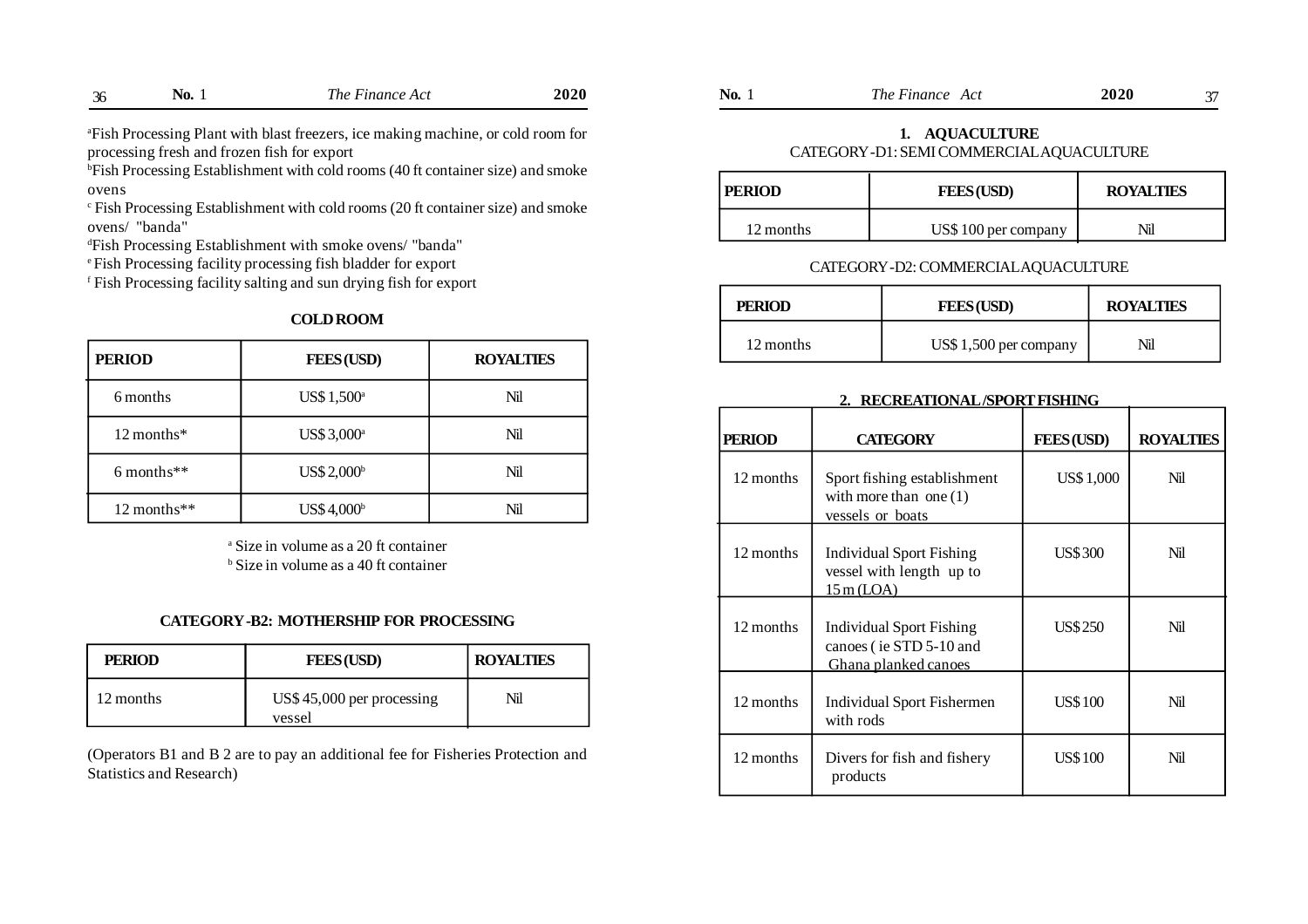[a]Fish Processing Plant with blast freezers, ice making machine, or cold room for processing fresh and frozen fish for export
[b]Fish Processing Establishment with cold rooms (40 ft container size) and smoke ovens
[c] Fish Processing Establishment with cold rooms (20 ft container size) and smoke ovens/ "banda"
[d]Fish Processing Establishment with smoke ovens/ "banda"
[e] Fish Processing facility processing fish bladder for export
[f] Fish Processing facility salting and sun drying fish for export

**COLD ROOM**

| PERIOD | FEES (USD) | ROYALTIES |
|---|---|---|
| 6 months | US$ 1,500[a] | Nil |
| 12 months* | US$ 3,000[a] | Nil |
| 6 months** | US$ 2,000[b] | Nil |
| 12 months** | US$ 4,000[b] | Nil |

[a] Size in volume as a 20 ft container
[b] Size in volume as a 40 ft container

**CATEGORY -B2: MOTHERSHIP FOR PROCESSING**

| PERIOD | FEES (USD) | ROYALTIES |
|---|---|---|
| 12 months | US$ 45,000 per processing vessel | Nil |

(Operators B1 and B 2 are to pay an additional fee for Fisheries Protection and Statistics and Research)

**1. AQUACULTURE**

CATEGORY -D1: SEMI COMMERCIAL AQUACULTURE

| PERIOD | FEES (USD) | ROYALTIES |
|---|---|---|
| 12 months | US$ 100 per company | Nil |

CATEGORY -D2: COMMERCIAL AQUACULTURE

| PERIOD | FEES (USD) | ROYALTIES |
|---|---|---|
| 12 months | US$ 1,500 per company | Nil |

**2. RECREATIONAL /SPORT FISHING**

| PERIOD | CATEGORY | FEES (USD) | ROYALTIES |
|---|---|---|---|
| 12 months | Sport fishing establishment with more than one (1) vessels or boats | US$ 1,000 | Nil |
| 12 months | Individual Sport Fishing vessel with length up to 15 m (LOA) | US$ 300 | Nil |
| 12 months | Individual Sport Fishing canoes ( ie STD 5-10 and Ghana planked canoes | US$ 250 | Nil |
| 12 months | Individual Sport Fishermen with rods | US$ 100 | Nil |
| 12 months | Divers for fish and fishery products | US$ 100 | Nil |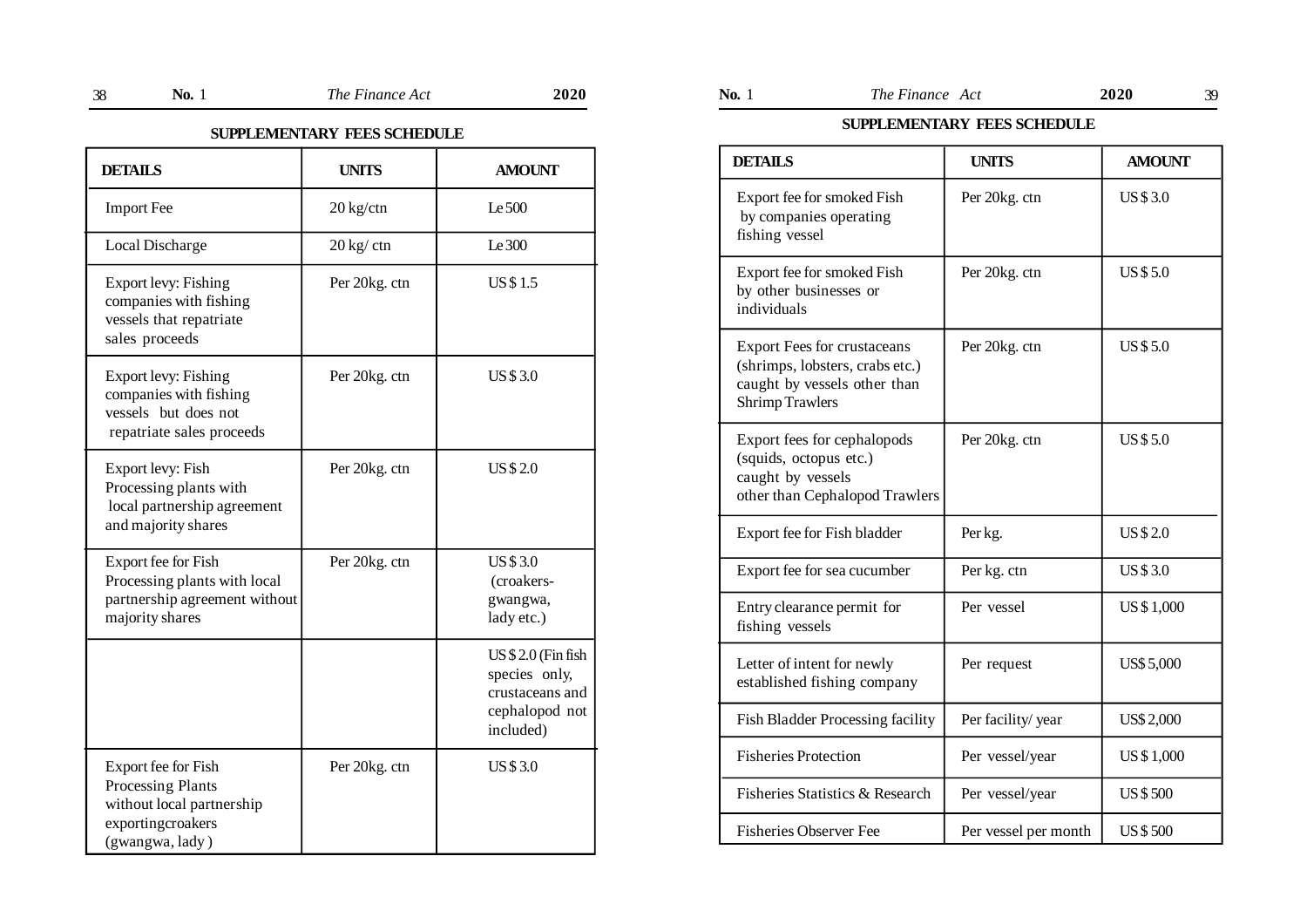## SUPPLEMENTARY FEES SCHEDULE

| DETAILS | UNITS | AMOUNT |
|---|---|---|
| Import Fee | 20 kg/ctn | Le 500 |
| Local Discharge | 20 kg/ ctn | Le 300 |
| Export levy: Fishing companies with fishing vessels that repatriate sales proceeds | Per 20kg. ctn | US $ 1.5 |
| Export levy: Fishing companies with fishing vessels but does not repatriate sales proceeds | Per 20kg. ctn | US $ 3.0 |
| Export levy: Fish Processing plants with local partnership agreement and majority shares | Per 20kg. ctn | US $ 2.0 |
| Export fee for Fish Processing plants with local partnership agreement without majority shares | Per 20kg. ctn | US $ 3.0 (croakers-gwangwa, lady etc.) |
| | | US $ 2.0 (Fin fish species only, crustaceans and cephalopod not included) |
| Export fee for Fish Processing Plants without local partnership exportingcroakers (gwangwa, lady ) | Per 20kg. ctn | US $ 3.0 |

## SUPPLEMENTARY FEES SCHEDULE

| DETAILS | UNITS | AMOUNT |
|---|---|---|
| Export fee for smoked Fish by companies operating fishing vessel | Per 20kg. ctn | US $ 3.0 |
| Export fee for smoked Fish by other businesses or individuals | Per 20kg. ctn | US $ 5.0 |
| Export Fees for crustaceans (shrimps, lobsters, crabs etc.) caught by vessels other than Shrimp Trawlers | Per 20kg. ctn | US $ 5.0 |
| Export fees for cephalopods (squids, octopus etc.) caught by vessels other than Cephalopod Trawlers | Per 20kg. ctn | US $ 5.0 |
| Export fee for Fish bladder | Per kg. | US $ 2.0 |
| Export fee for sea cucumber | Per kg. ctn | US $ 3.0 |
| Entry clearance permit for fishing vessels | Per vessel | US $ 1,000 |
| Letter of intent for newly established fishing company | Per request | US$ 5,000 |
| Fish Bladder Processing facility | Per facility/ year | US$ 2,000 |
| Fisheries Protection | Per vessel/year | US $ 1,000 |
| Fisheries Statistics & Research | Per vessel/year | US $ 500 |
| Fisheries Observer Fee | Per vessel per month | US $ 500 |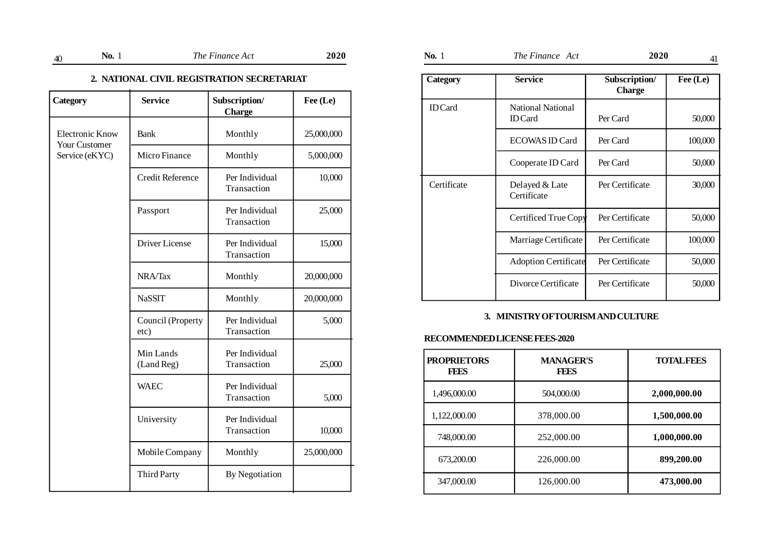## 2. NATIONAL CIVIL REGISTRATION SECRETARIAT

| Category | Service | Subscription/ Charge | Fee (Le) |
|---|---|---|---|
| Electronic Know Your Customer Service (eKYC) | Bank | Monthly | 25,000,000 |
| | Micro Finance | Monthly | 5,000,000 |
| | Credit Reference | Per Individual Transaction | 10,000 |
| | Passport | Per Individual Transaction | 25,000 |
| | Driver License | Per Individual Transaction | 15,000 |
| | NRA/Tax | Monthly | 20,000,000 |
| | NaSSIT | Monthly | 20,000,000 |
| | Council (Property etc) | Per Individual Transaction | 5,000 |
| | Min Lands (Land Reg) | Per Individual Transaction | 25,000 |
| | WAEC | Per Individual Transaction | 5,000 |
| | University | Per Individual Transaction | 10,000 |
| | Mobile Company | Monthly | 25,000,000 |
| | Third Party | By Negotiation | |
| ID Card | National National ID Card | Per Card | 50,000 |
| | ECOWAS ID Card | Per Card | 100,000 |
| | Cooperate ID Card | Per Card | 50,000 |
| Certificate | Delayed & Late Certificate | Per Certificate | 30,000 |
| | Certificed True Copy | Per Certificate | 50,000 |
| | Marriage Certificate | Per Certificate | 100,000 |
| | Adoption Certificate | Per Certificate | 50,000 |
| | Divorce Certificate | Per Certificate | 50,000 |

## 3. MINISTRY OF TOURISM AND CULTURE

**RECOMMENDED LICENSE FEES-2020**

| PROPRIETORS FEES | MANAGER'S FEES | TOTAL FEES |
|---|---|---|
| 1,496,000.00 | 504,000.00 | **2,000,000.00** |
| 1,122,000.00 | 378,000.00 | **1,500,000.00** |
| 748,000.00 | 252,000.00 | **1,000,000.00** |
| 673,200.00 | 226,000.00 | **899,200.00** |
| 347,000.00 | 126,000.00 | **473,000.00** |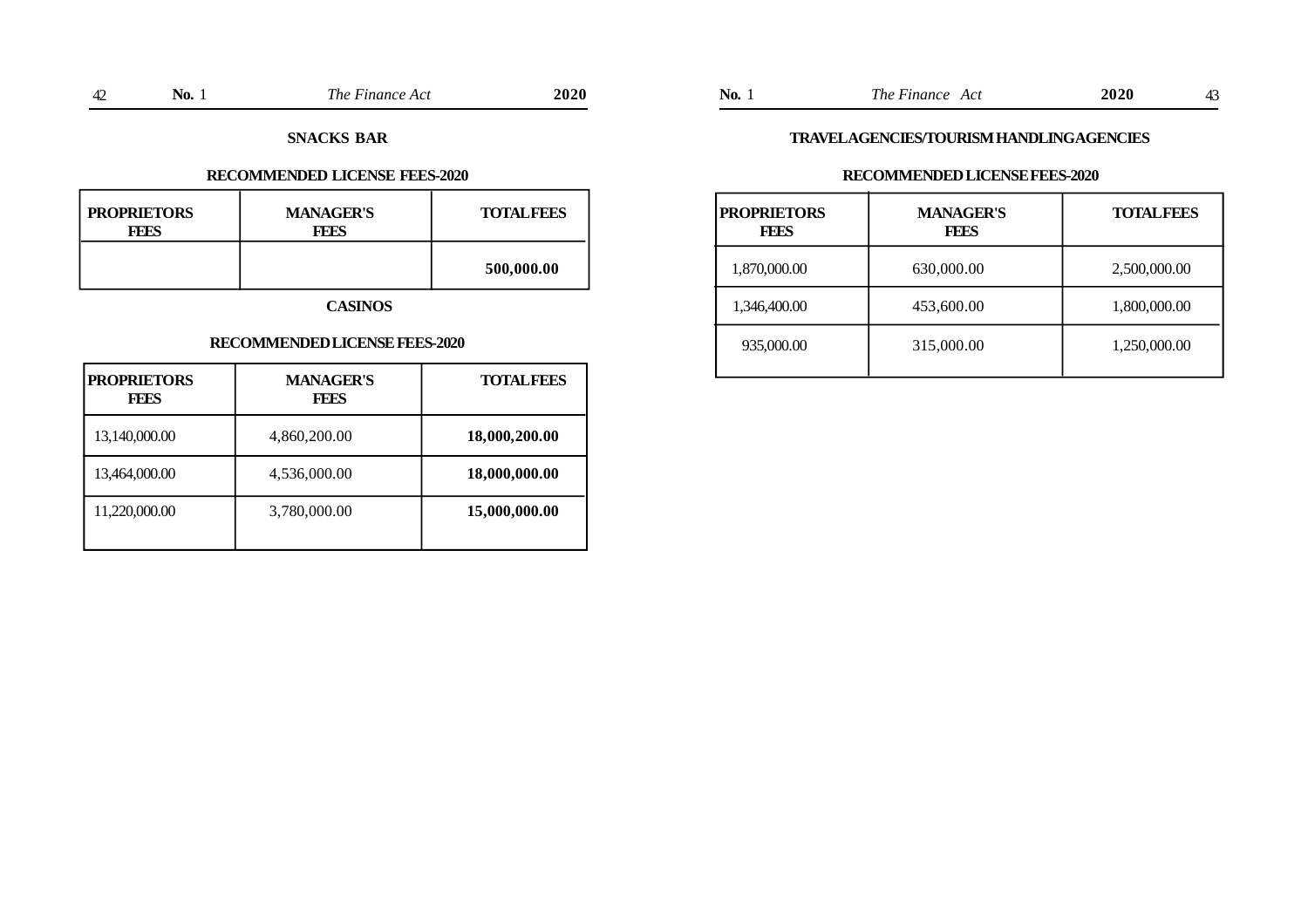## SNACKS BAR

### RECOMMENDED LICENSE FEES-2020

| PROPRIETORS FEES | MANAGER'S FEES | TOTAL FEES |
|---|---|---|
| | | **500,000.00** |

## CASINOS

### RECOMMENDED LICENSE FEES-2020

| PROPRIETORS FEES | MANAGER'S FEES | TOTAL FEES |
|---|---|---|
| 13,140,000.00 | 4,860,200.00 | **18,000,200.00** |
| 13,464,000.00 | 4,536,000.00 | **18,000,000.00** |
| 11,220,000.00 | 3,780,000.00 | **15,000,000.00** |

## TRAVEL AGENCIES/TOURISM HANDLING AGENCIES

### RECOMMENDED LICENSE FEES-2020

| PROPRIETORS FEES | MANAGER'S FEES | TOTAL FEES |
|---|---|---|
| 1,870,000.00 | 630,000.00 | 2,500,000.00 |
| 1,346,400.00 | 453,600.00 | 1,800,000.00 |
| 935,000.00 | 315,000.00 | 1,250,000.00 |